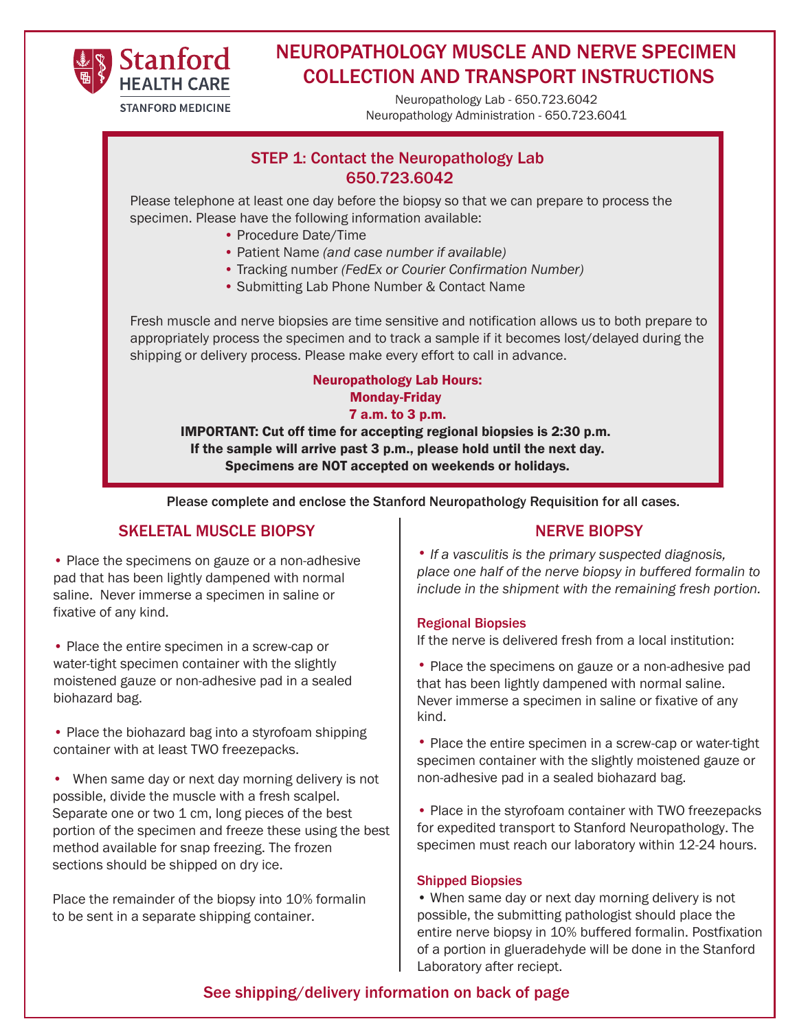Stanford HEALTH CARE
STANFORD MEDICINE

# NEUROPATHOLOGY MUSCLE AND NERVE SPECIMEN COLLECTION AND TRANSPORT INSTRUCTIONS

Neuropathology Lab - 650.723.6042
Neuropathology Administration - 650.723.6041

## STEP 1: Contact the Neuropathology Lab 650.723.6042

Please telephone at least one day before the biopsy so that we can prepare to process the specimen. Please have the following information available:

- Procedure Date/Time
- Patient Name *(and case number if available)*
- Tracking number *(FedEx or Courier Confirmation Number)*
- Submitting Lab Phone Number & Contact Name

Fresh muscle and nerve biopsies are time sensitive and notification allows us to both prepare to appropriately process the specimen and to track a sample if it becomes lost/delayed during the shipping or delivery process. Please make every effort to call in advance.

**Neuropathology Lab Hours:**
**Monday-Friday**
**7 a.m. to 3 p.m.**

**IMPORTANT: Cut off time for accepting regional biopsies is 2:30 p.m.**
**If the sample will arrive past 3 p.m., please hold until the next day.**
**Specimens are NOT accepted on weekends or holidays.**

Please complete and enclose the Stanford Neuropathology Requisition for all cases.

## SKELETAL MUSCLE BIOPSY

- Place the specimens on gauze or a non-adhesive pad that has been lightly dampened with normal saline. Never immerse a specimen in saline or fixative of any kind.

- Place the entire specimen in a screw-cap or water-tight specimen container with the slightly moistened gauze or non-adhesive pad in a sealed biohazard bag.

- Place the biohazard bag into a styrofoam shipping container with at least TWO freezepacks.

- When same day or next day morning delivery is not possible, divide the muscle with a fresh scalpel. Separate one or two 1 cm, long pieces of the best portion of the specimen and freeze these using the best method available for snap freezing. The frozen sections should be shipped on dry ice.

Place the remainder of the biopsy into 10% formalin to be sent in a separate shipping container.

## NERVE BIOPSY

- *If a vasculitis is the primary suspected diagnosis, place one half of the nerve biopsy in buffered formalin to include in the shipment with the remaining fresh portion.*

### Regional Biopsies

If the nerve is delivered fresh from a local institution:

- Place the specimens on gauze or a non-adhesive pad that has been lightly dampened with normal saline. Never immerse a specimen in saline or fixative of any kind.

- Place the entire specimen in a screw-cap or water-tight specimen container with the slightly moistened gauze or non-adhesive pad in a sealed biohazard bag.

- Place in the styrofoam container with TWO freezepacks for expedited transport to Stanford Neuropathology. The specimen must reach our laboratory within 12-24 hours.

### Shipped Biopsies

- When same day or next day morning delivery is not possible, the submitting pathologist should place the entire nerve biopsy in 10% buffered formalin. Postfixation of a portion in glueradehyde will be done in the Stanford Laboratory after reciept.

**See shipping/delivery information on back of page**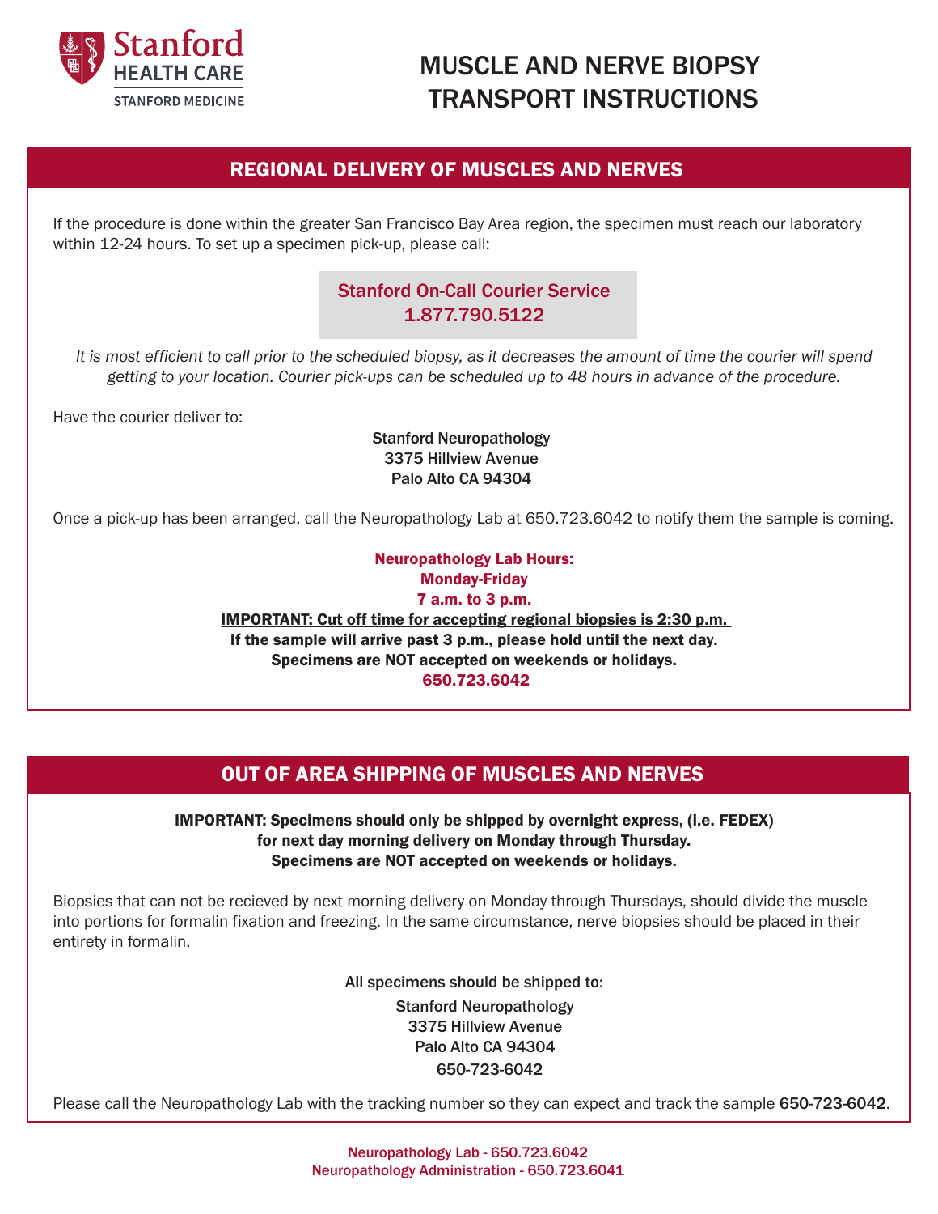Stanford HEALTH CARE
STANFORD MEDICINE

# MUSCLE AND NERVE BIOPSY TRANSPORT INSTRUCTIONS

## REGIONAL DELIVERY OF MUSCLES AND NERVES

If the procedure is done within the greater San Francisco Bay Area region, the specimen must reach our laboratory within 12-24 hours. To set up a specimen pick-up, please call:

**Stanford On-Call Courier Service**
**1.877.790.5122**

*It is most efficient to call prior to the scheduled biopsy, as it decreases the amount of time the courier will spend getting to your location. Courier pick-ups can be scheduled up to 48 hours in advance of the procedure.*

Have the courier deliver to:

Stanford Neuropathology
3375 Hillview Avenue
Palo Alto CA 94304

Once a pick-up has been arranged, call the Neuropathology Lab at 650.723.6042 to notify them the sample is coming.

**Neuropathology Lab Hours:**
**Monday-Friday**
**7 a.m. to 3 p.m.**
**IMPORTANT: Cut off time for accepting regional biopsies is 2:30 p.m.**
**If the sample will arrive past 3 p.m., please hold until the next day.**
**Specimens are NOT accepted on weekends or holidays.**
**650.723.6042**

## OUT OF AREA SHIPPING OF MUSCLES AND NERVES

**IMPORTANT: Specimens should only be shipped by overnight express, (i.e. FEDEX) for next day morning delivery on Monday through Thursday. Specimens are NOT accepted on weekends or holidays.**

Biopsies that can not be recieved by next morning delivery on Monday through Thursdays, should divide the muscle into portions for formalin fixation and freezing. In the same circumstance, nerve biopsies should be placed in their entirety in formalin.

All specimens should be shipped to:

Stanford Neuropathology
3375 Hillview Avenue
Palo Alto CA 94304
650-723-6042

Please call the Neuropathology Lab with the tracking number so they can expect and track the sample **650-723-6042**.

Neuropathology Lab - 650.723.6042
Neuropathology Administration - 650.723.6041